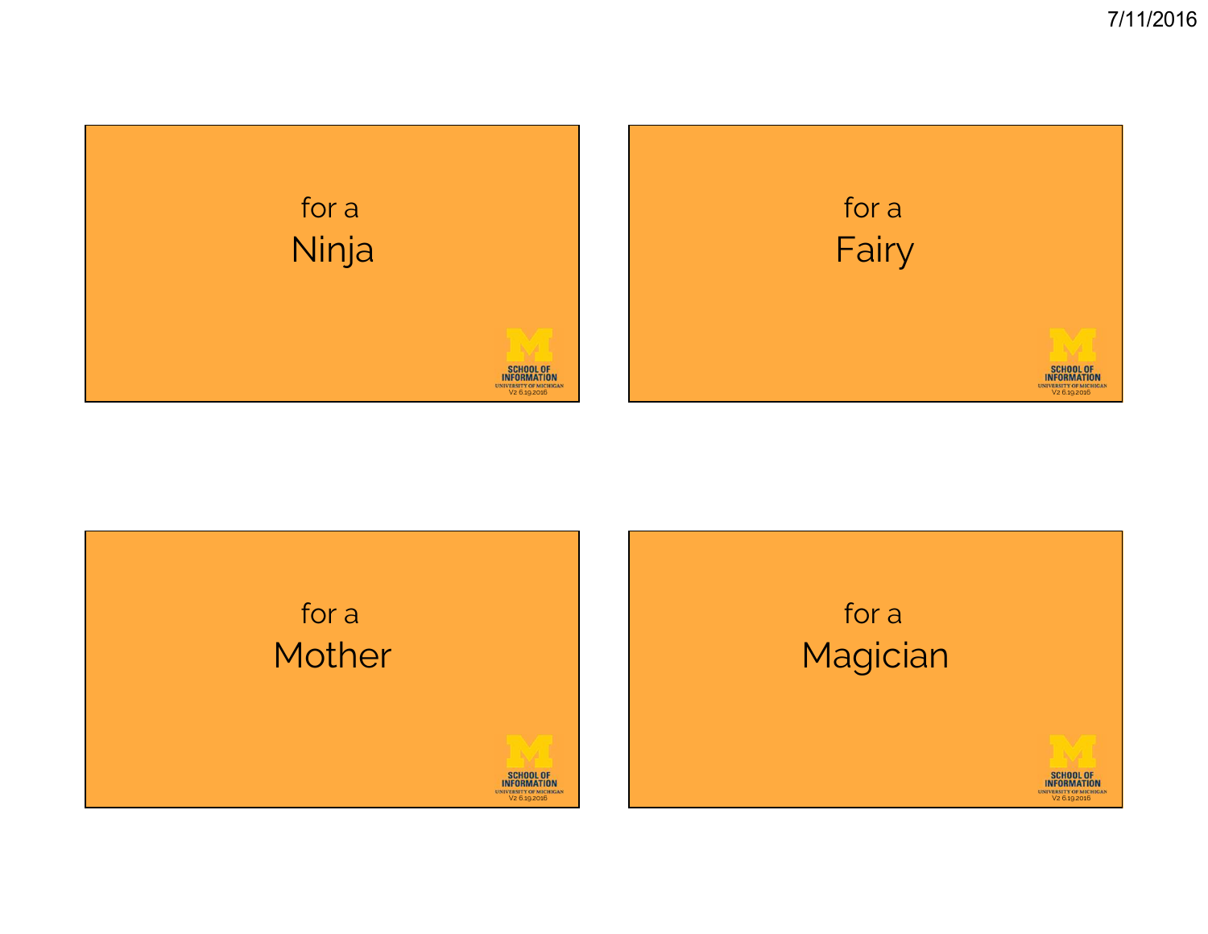for a
Ninja

SCHOOL OF INFORMATION
UNIVERSITY OF MICHIGAN
V2 6.19.2016

for a
Fairy

SCHOOL OF INFORMATION
UNIVERSITY OF MICHIGAN
V2 6.19.2016

for a
Mother

SCHOOL OF INFORMATION
UNIVERSITY OF MICHIGAN
V2 6.19.2016

for a
Magician

SCHOOL OF INFORMATION
UNIVERSITY OF MICHIGAN
V2 6.19.2016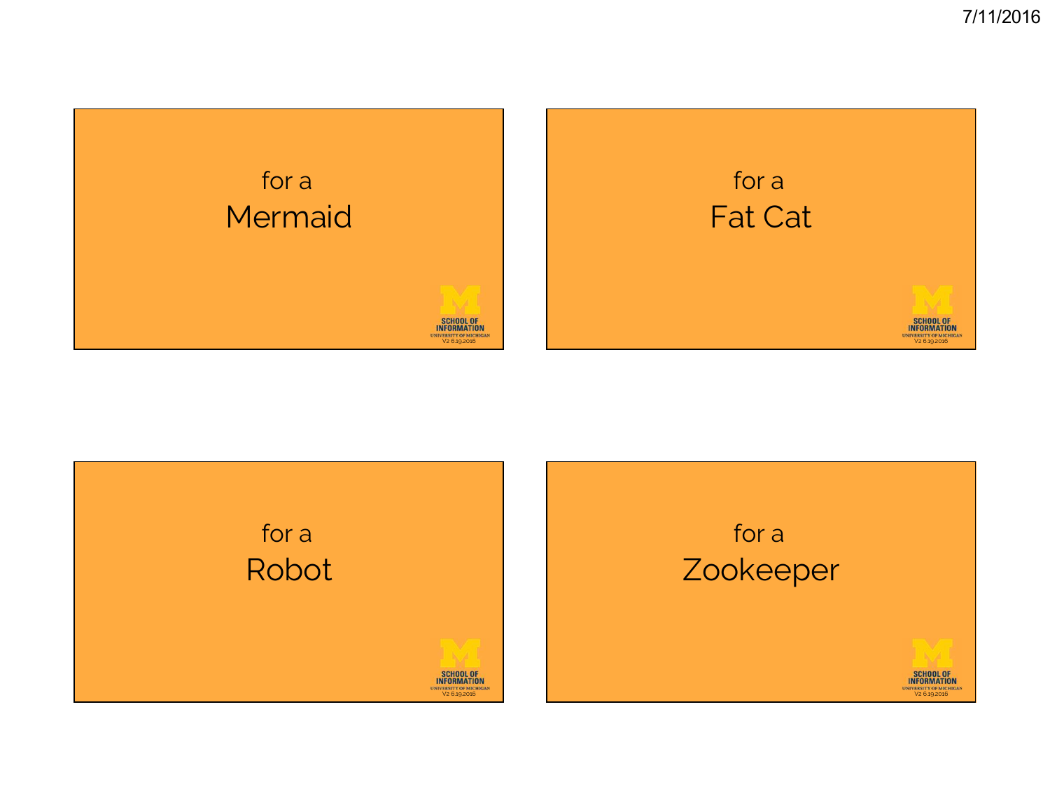for a
Mermaid

SCHOOL OF INFORMATION
UNIVERSITY OF MICHIGAN
V2 6.19.2016

for a
Fat Cat

SCHOOL OF INFORMATION
UNIVERSITY OF MICHIGAN
V2 6.19.2016

for a
Robot

SCHOOL OF INFORMATION
UNIVERSITY OF MICHIGAN
V2 6.19.2016

for a
Zookeeper

SCHOOL OF INFORMATION
UNIVERSITY OF MICHIGAN
V2 6.19.2016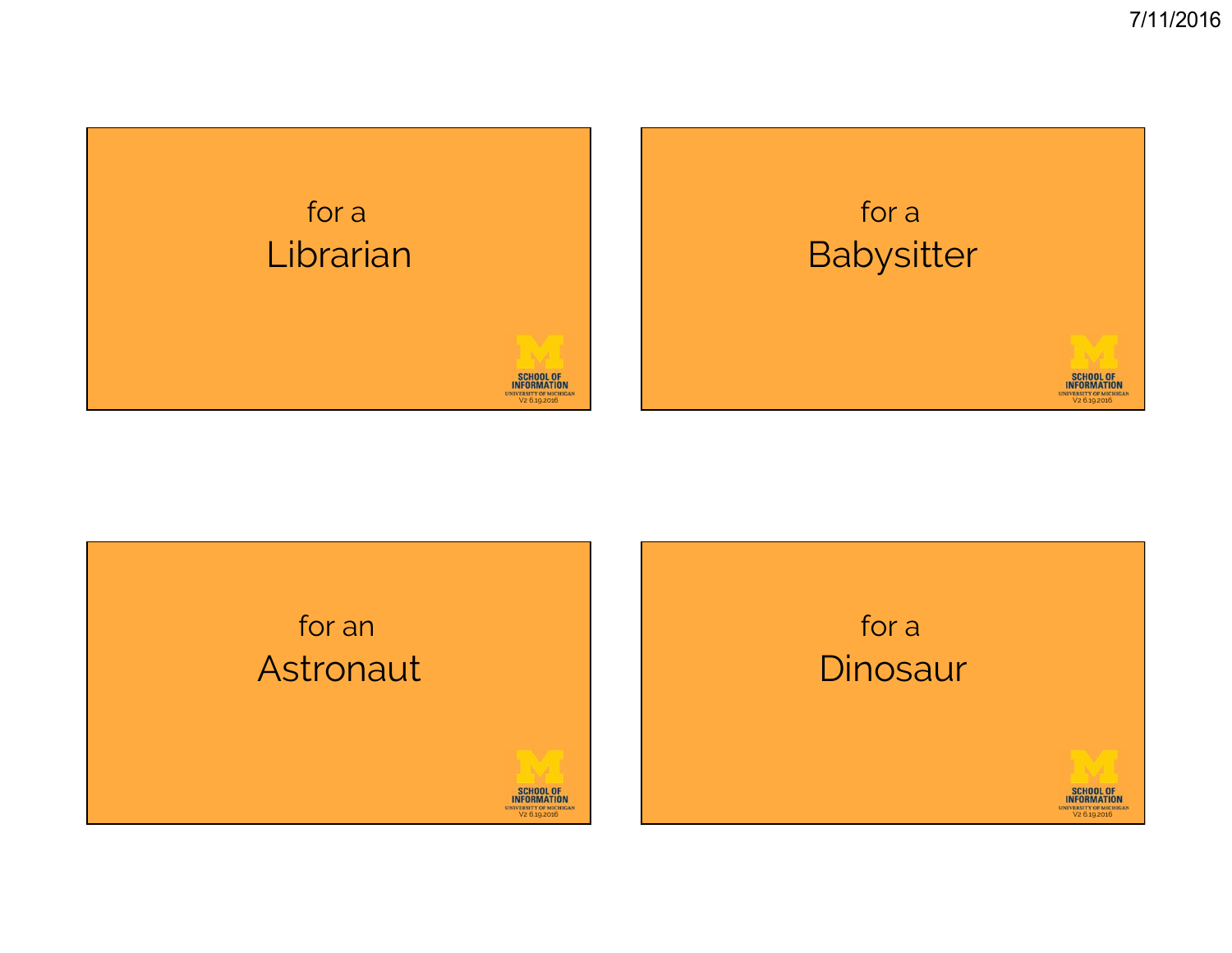for a
Librarian

SCHOOL OF INFORMATION
UNIVERSITY OF MICHIGAN
V2 6.19.2016

for a
Babysitter

SCHOOL OF INFORMATION
UNIVERSITY OF MICHIGAN
V2 6.19.2016

for an
Astronaut

SCHOOL OF INFORMATION
UNIVERSITY OF MICHIGAN
V2 6.19.2016

for a
Dinosaur

SCHOOL OF INFORMATION
UNIVERSITY OF MICHIGAN
V2 6.19.2016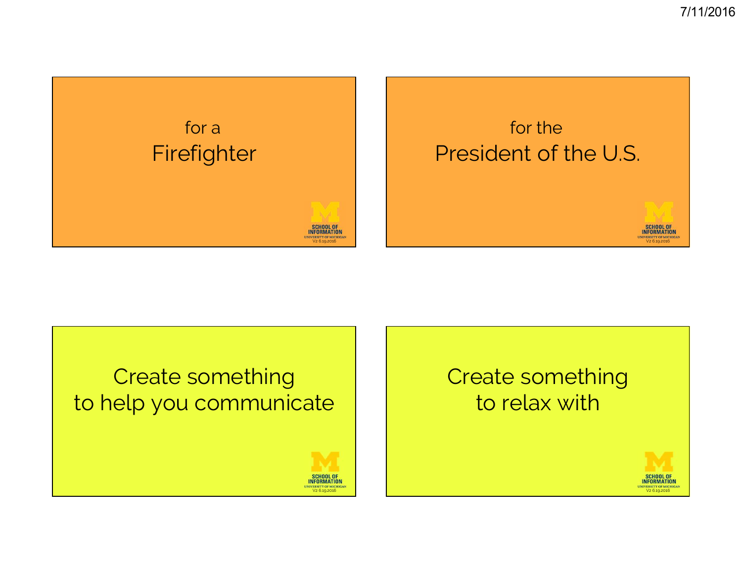for a
Firefighter

SCHOOL OF INFORMATION
UNIVERSITY OF MICHIGAN
V2 6.19.2016

for the
President of the U.S.

SCHOOL OF INFORMATION
UNIVERSITY OF MICHIGAN
V2 6.19.2016

Create something
to help you communicate

SCHOOL OF INFORMATION
UNIVERSITY OF MICHIGAN
V2 6.19.2016

Create something
to relax with

SCHOOL OF INFORMATION
UNIVERSITY OF MICHIGAN
V2 6.19.2016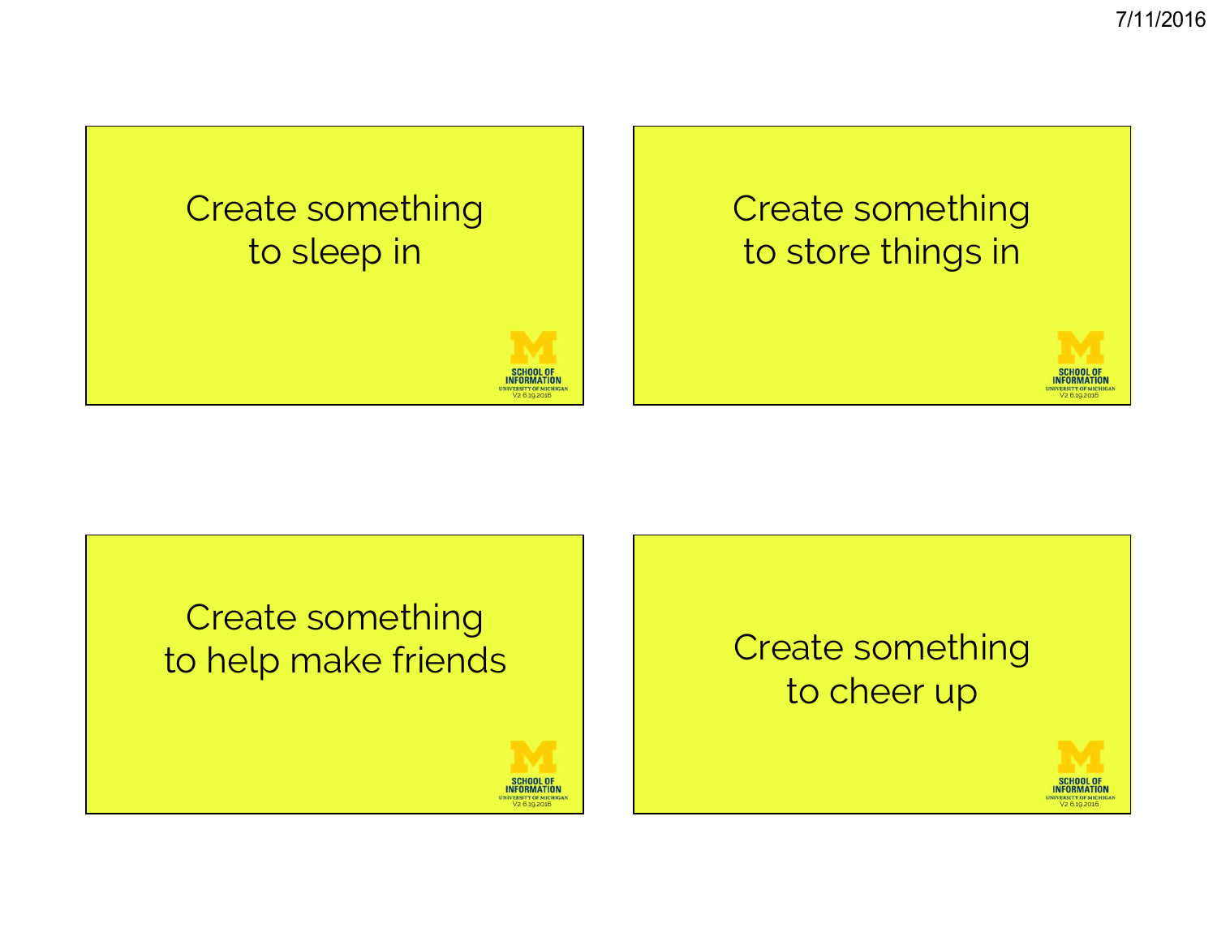Create something to sleep in

SCHOOL OF INFORMATION
UNIVERSITY OF MICHIGAN
V2 6.19.2016

Create something to store things in

SCHOOL OF INFORMATION
UNIVERSITY OF MICHIGAN
V2 6.19.2016

Create something to help make friends

SCHOOL OF INFORMATION
UNIVERSITY OF MICHIGAN
V2 6.19.2016

Create something to cheer up

SCHOOL OF INFORMATION
UNIVERSITY OF MICHIGAN
V2 6.19.2016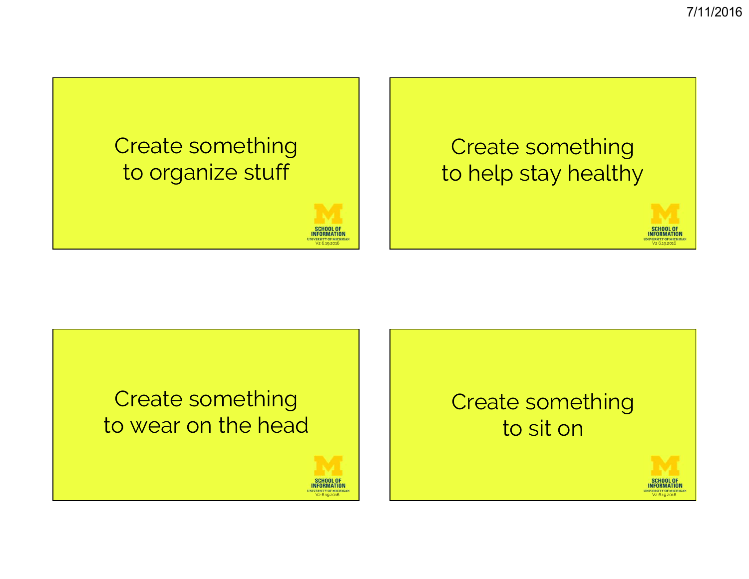Create something
to organize stuff

SCHOOL OF INFORMATION
UNIVERSITY OF MICHIGAN
V2 6.19.2016

Create something
to help stay healthy

SCHOOL OF INFORMATION
UNIVERSITY OF MICHIGAN
V2 6.19.2016

Create something
to wear on the head

SCHOOL OF INFORMATION
UNIVERSITY OF MICHIGAN
V2 6.19.2016

Create something
to sit on

SCHOOL OF INFORMATION
UNIVERSITY OF MICHIGAN
V2 6.19.2016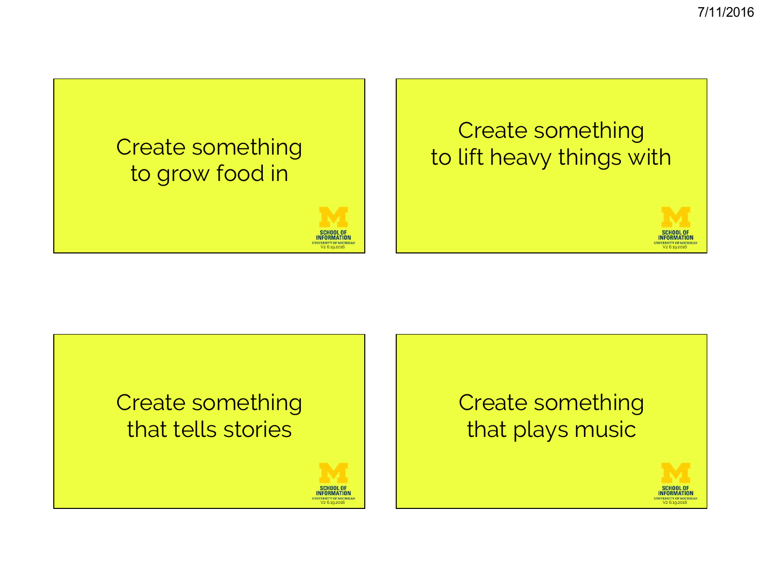Create something to grow food in

SCHOOL OF INFORMATION
UNIVERSITY OF MICHIGAN
V2 6.19.2016

Create something to lift heavy things with

SCHOOL OF INFORMATION
UNIVERSITY OF MICHIGAN
V2 6.19.2016

Create something that tells stories

SCHOOL OF INFORMATION
UNIVERSITY OF MICHIGAN
V2 6.19.2016

Create something that plays music

SCHOOL OF INFORMATION
UNIVERSITY OF MICHIGAN
V2 6.19.2016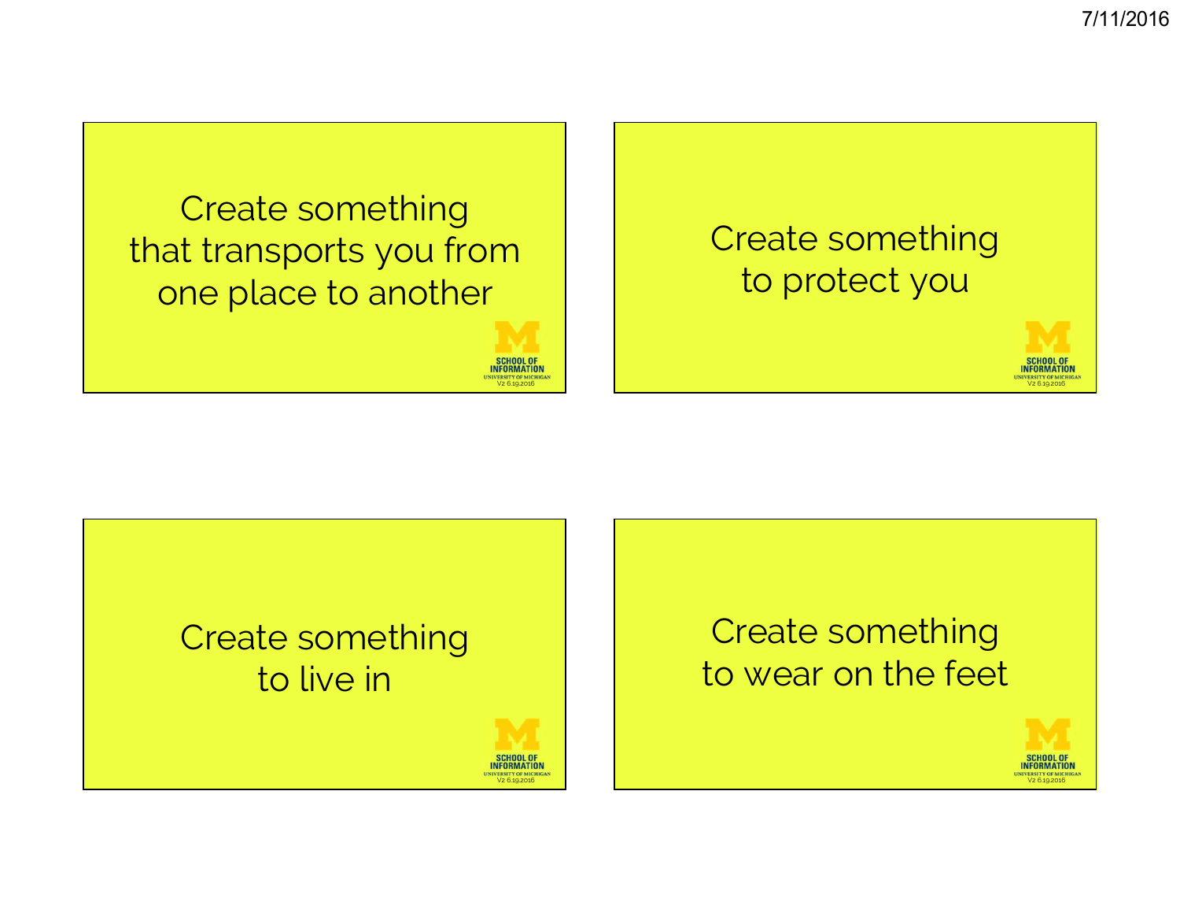Create something that transports you from one place to another

SCHOOL OF INFORMATION
UNIVERSITY OF MICHIGAN
V2 6.19.2016

Create something to protect you

SCHOOL OF INFORMATION
UNIVERSITY OF MICHIGAN
V2 6.19.2016

Create something to live in

SCHOOL OF INFORMATION
UNIVERSITY OF MICHIGAN
V2 6.19.2016

Create something to wear on the feet

SCHOOL OF INFORMATION
UNIVERSITY OF MICHIGAN
V2 6.19.2016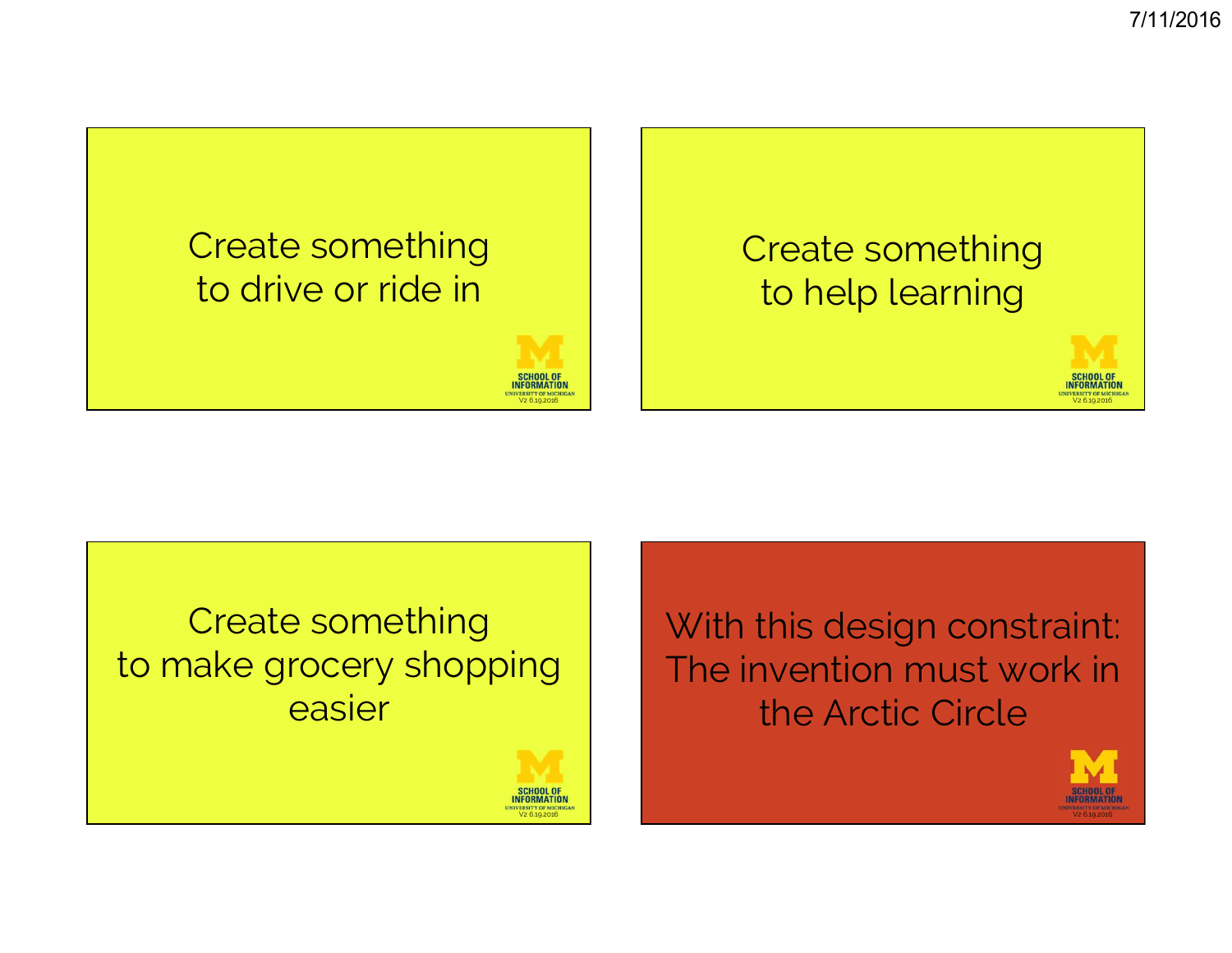Create something to drive or ride in

SCHOOL OF INFORMATION
UNIVERSITY OF MICHIGAN
V2 6.19.2016

Create something to help learning

SCHOOL OF INFORMATION
UNIVERSITY OF MICHIGAN
V2 6.19.2016

Create something to make grocery shopping easier

SCHOOL OF INFORMATION
UNIVERSITY OF MICHIGAN
V2 6.19.2016

With this design constraint: The invention must work in the Arctic Circle

SCHOOL OF INFORMATION
UNIVERSITY OF MICHIGAN
V2 6.19.2016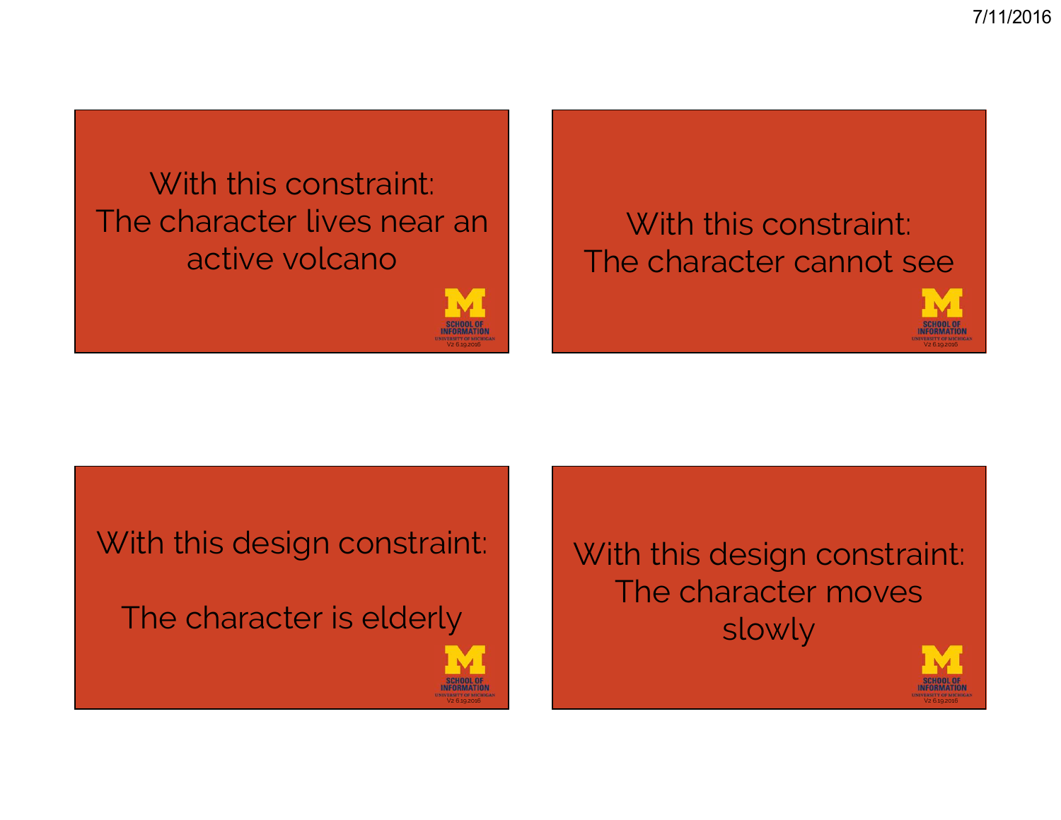With this constraint:
The character lives near an active volcano

SCHOOL OF INFORMATION
UNIVERSITY OF MICHIGAN
V2 6.19.2016

With this constraint:
The character cannot see

SCHOOL OF INFORMATION
UNIVERSITY OF MICHIGAN
V2 6.19.2016

With this design constraint:

The character is elderly

SCHOOL OF INFORMATION
UNIVERSITY OF MICHIGAN
V2 6.19.2016

With this design constraint:
The character moves slowly

SCHOOL OF INFORMATION
UNIVERSITY OF MICHIGAN
V2 6.19.2016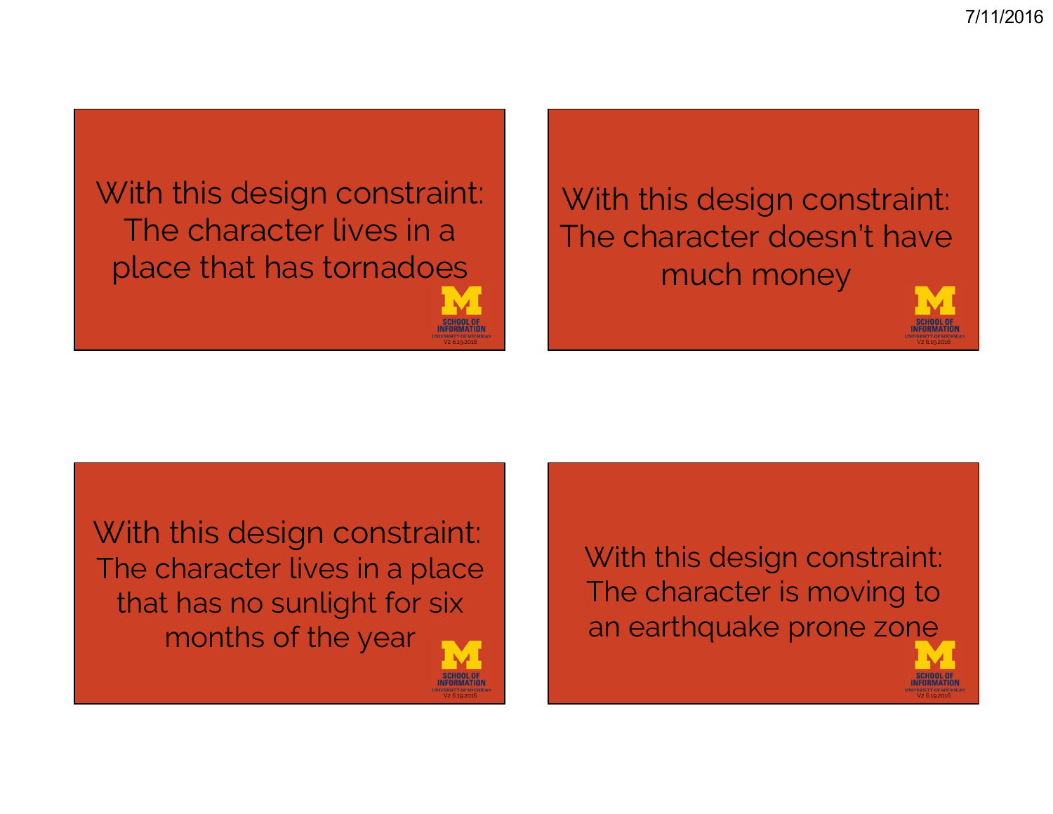With this design constraint: The character lives in a place that has tornadoes

SCHOOL OF INFORMATION
UNIVERSITY OF MICHIGAN
V2 6.19.2016

With this design constraint: The character doesn't have much money

SCHOOL OF INFORMATION
UNIVERSITY OF MICHIGAN
V2 6.19.2016

With this design constraint: The character lives in a place that has no sunlight for six months of the year

SCHOOL OF INFORMATION
UNIVERSITY OF MICHIGAN
V2 6.19.2016

With this design constraint: The character is moving to an earthquake prone zone

SCHOOL OF INFORMATION
UNIVERSITY OF MICHIGAN
V2 6.19.2016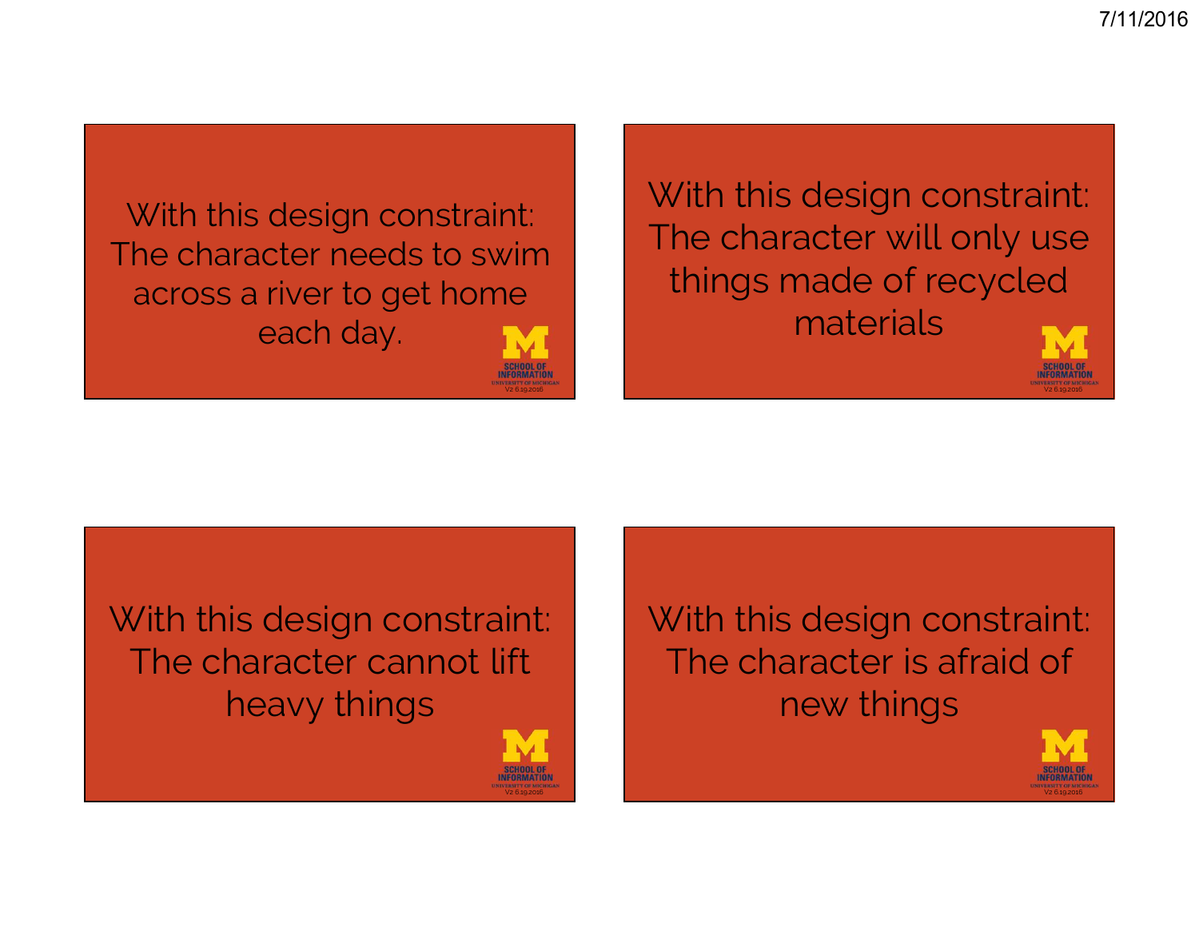With this design constraint: The character needs to swim across a river to get home each day.

SCHOOL OF INFORMATION
UNIVERSITY OF MICHIGAN
V2 6.19.2016

With this design constraint: The character will only use things made of recycled materials

SCHOOL OF INFORMATION
UNIVERSITY OF MICHIGAN
V2 6.19.2016

With this design constraint: The character cannot lift heavy things

SCHOOL OF INFORMATION
UNIVERSITY OF MICHIGAN
V2 6.19.2016

With this design constraint: The character is afraid of new things

SCHOOL OF INFORMATION
UNIVERSITY OF MICHIGAN
V2 6.19.2016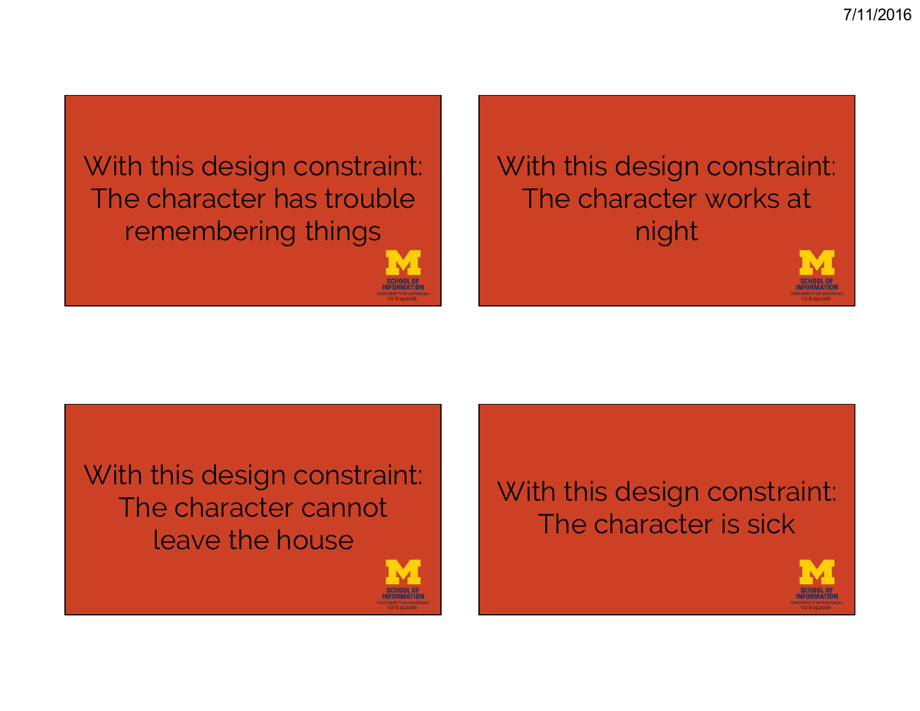With this design constraint: The character has trouble remembering things

With this design constraint: The character works at night

With this design constraint: The character cannot leave the house

With this design constraint: The character is sick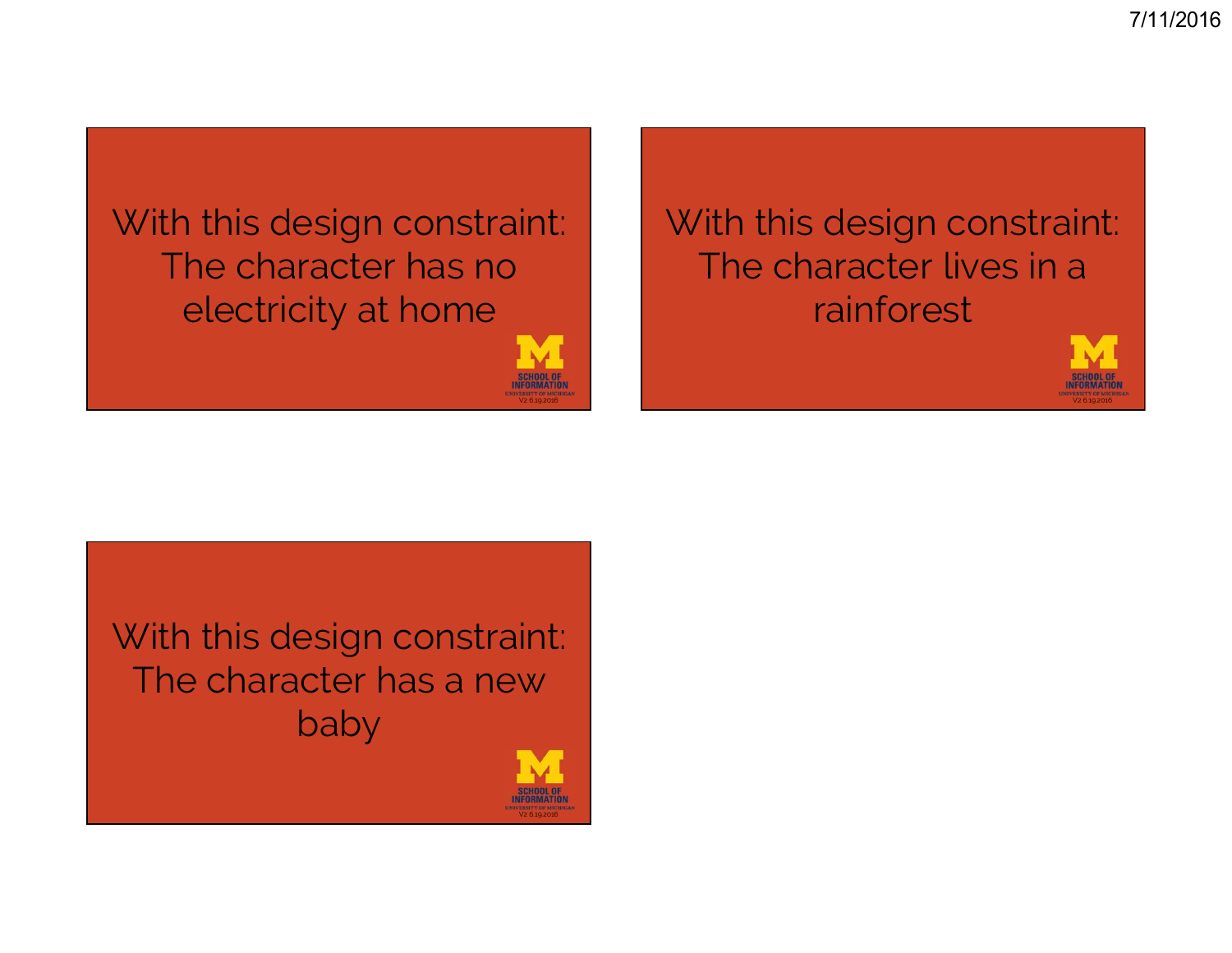With this design constraint: The character has no electricity at home

SCHOOL OF INFORMATION
UNIVERSITY OF MICHIGAN
V2 6.19.2016

With this design constraint: The character lives in a rainforest

SCHOOL OF INFORMATION
UNIVERSITY OF MICHIGAN
V2 6.19.2016

With this design constraint: The character has a new baby

SCHOOL OF INFORMATION
UNIVERSITY OF MICHIGAN
V2 6.19.2016